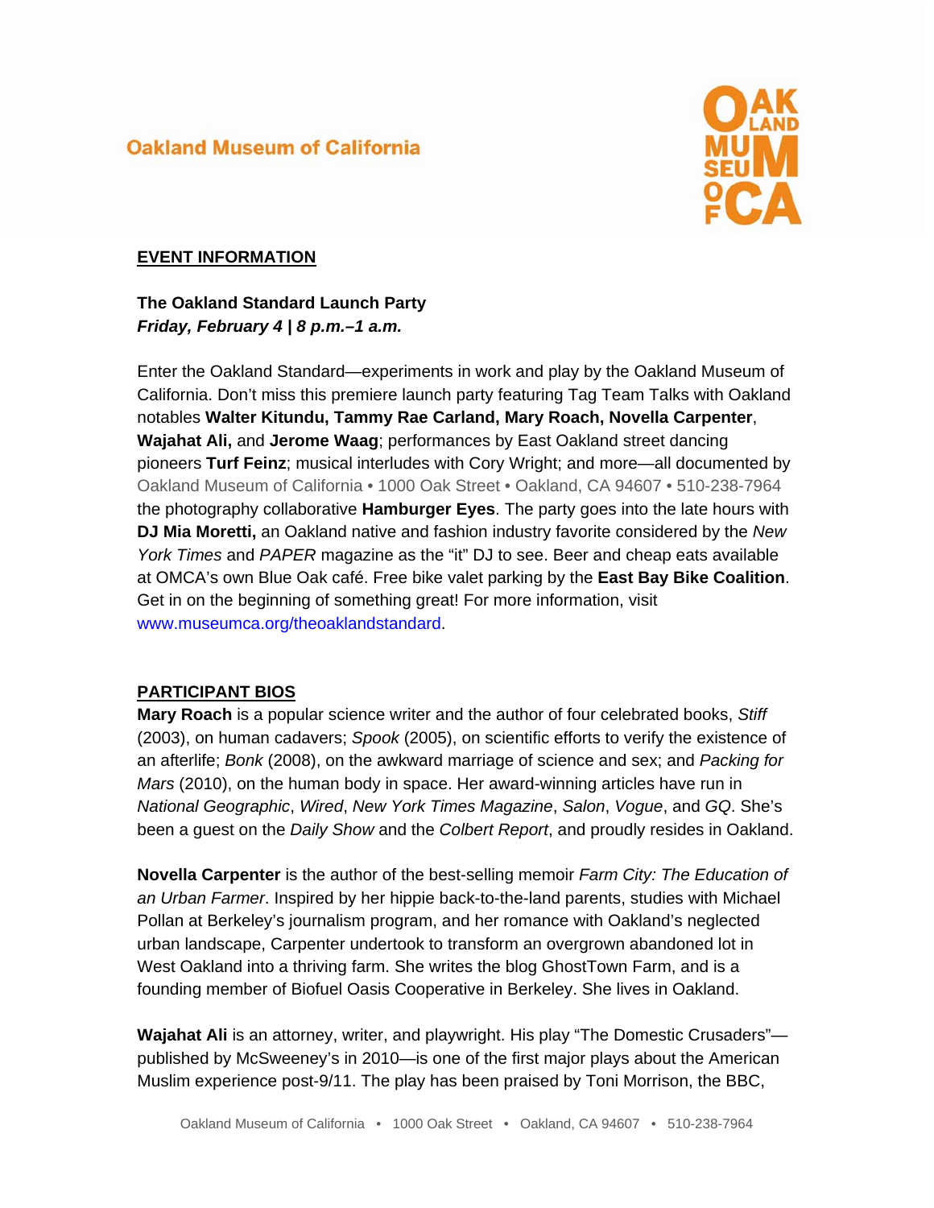**Oakland Museum of California**

## EVENT INFORMATION

**The Oakland Standard Launch Party**
***Friday, February 4 | 8 p.m.–1 a.m.***

Enter the Oakland Standard—experiments in work and play by the Oakland Museum of California. Don't miss this premiere launch party featuring Tag Team Talks with Oakland notables **Walter Kitundu, Tammy Rae Carland, Mary Roach, Novella Carpenter**, **Wajahat Ali,** and **Jerome Waag**; performances by East Oakland street dancing pioneers **Turf Feinz**; musical interludes with Cory Wright; and more—all documented by the photography collaborative **Hamburger Eyes**. The party goes into the late hours with **DJ Mia Moretti,** an Oakland native and fashion industry favorite considered by the *New York Times* and *PAPER* magazine as the "it" DJ to see. Beer and cheap eats available at OMCA's own Blue Oak café. Free bike valet parking by the **East Bay Bike Coalition**. Get in on the beginning of something great! For more information, visit www.museumca.org/theoaklandstandard.

## PARTICIPANT BIOS

**Mary Roach** is a popular science writer and the author of four celebrated books, *Stiff* (2003), on human cadavers; *Spook* (2005), on scientific efforts to verify the existence of an afterlife; *Bonk* (2008), on the awkward marriage of science and sex; and *Packing for Mars* (2010), on the human body in space. Her award-winning articles have run in *National Geographic*, *Wired*, *New York Times Magazine*, *Salon*, *Vogue*, and *GQ*. She's been a guest on the *Daily Show* and the *Colbert Report*, and proudly resides in Oakland.

**Novella Carpenter** is the author of the best-selling memoir *Farm City: The Education of an Urban Farmer*. Inspired by her hippie back-to-the-land parents, studies with Michael Pollan at Berkeley's journalism program, and her romance with Oakland's neglected urban landscape, Carpenter undertook to transform an overgrown abandoned lot in West Oakland into a thriving farm. She writes the blog GhostTown Farm, and is a founding member of Biofuel Oasis Cooperative in Berkeley. She lives in Oakland.

**Wajahat Ali** is an attorney, writer, and playwright. His play "The Domestic Crusaders"—published by McSweeney's in 2010—is one of the first major plays about the American Muslim experience post-9/11. The play has been praised by Toni Morrison, the BBC,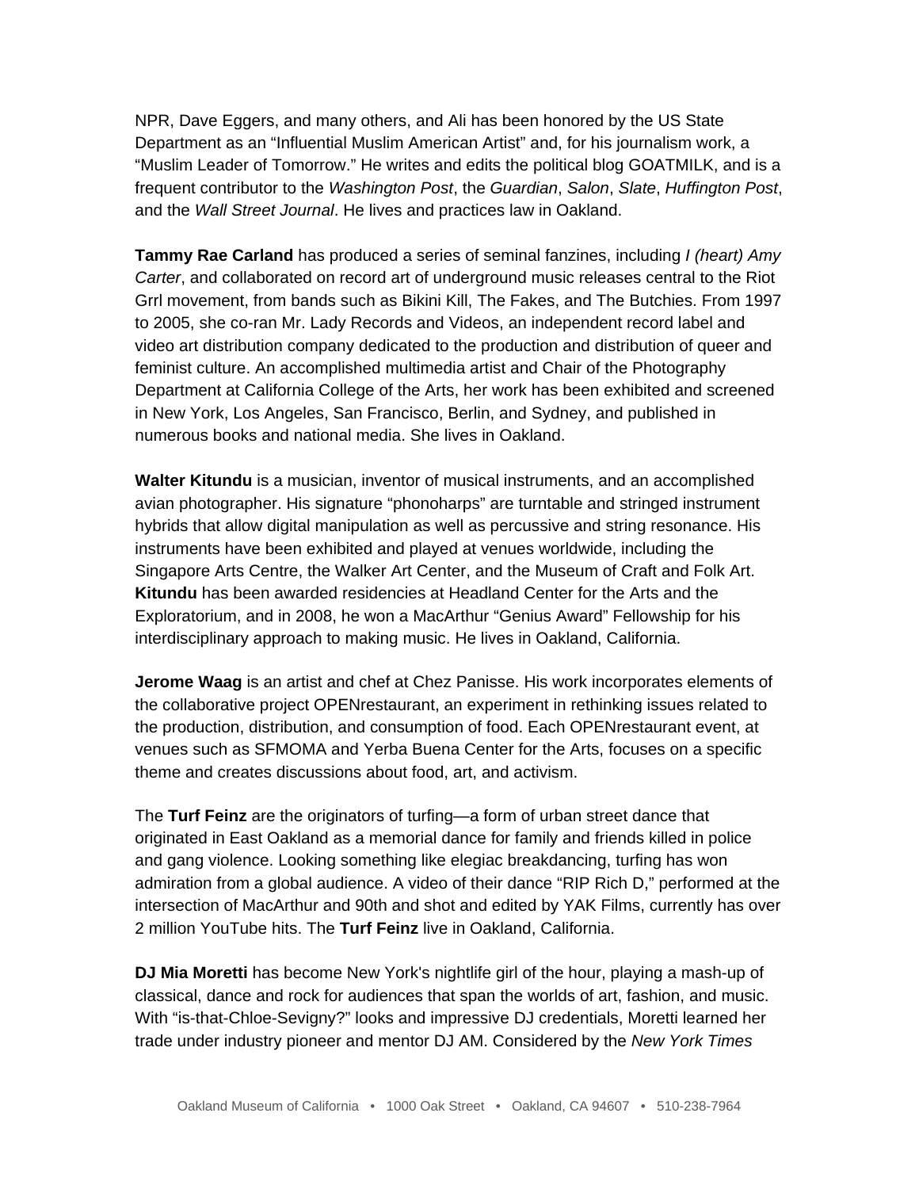NPR, Dave Eggers, and many others, and Ali has been honored by the US State Department as an "Influential Muslim American Artist" and, for his journalism work, a "Muslim Leader of Tomorrow." He writes and edits the political blog GOATMILK, and is a frequent contributor to the *Washington Post*, the *Guardian*, *Salon*, *Slate*, *Huffington Post*, and the *Wall Street Journal*. He lives and practices law in Oakland.

**Tammy Rae Carland** has produced a series of seminal fanzines, including *I (heart) Amy Carter*, and collaborated on record art of underground music releases central to the Riot Grrl movement, from bands such as Bikini Kill, The Fakes, and The Butchies. From 1997 to 2005, she co-ran Mr. Lady Records and Videos, an independent record label and video art distribution company dedicated to the production and distribution of queer and feminist culture. An accomplished multimedia artist and Chair of the Photography Department at California College of the Arts, her work has been exhibited and screened in New York, Los Angeles, San Francisco, Berlin, and Sydney, and published in numerous books and national media. She lives in Oakland.

**Walter Kitundu** is a musician, inventor of musical instruments, and an accomplished avian photographer. His signature "phonoharps" are turntable and stringed instrument hybrids that allow digital manipulation as well as percussive and string resonance. His instruments have been exhibited and played at venues worldwide, including the Singapore Arts Centre, the Walker Art Center, and the Museum of Craft and Folk Art. **Kitundu** has been awarded residencies at Headland Center for the Arts and the Exploratorium, and in 2008, he won a MacArthur "Genius Award" Fellowship for his interdisciplinary approach to making music. He lives in Oakland, California.

**Jerome Waag** is an artist and chef at Chez Panisse. His work incorporates elements of the collaborative project OPENrestaurant, an experiment in rethinking issues related to the production, distribution, and consumption of food. Each OPENrestaurant event, at venues such as SFMOMA and Yerba Buena Center for the Arts, focuses on a specific theme and creates discussions about food, art, and activism.

The **Turf Feinz** are the originators of turfing—a form of urban street dance that originated in East Oakland as a memorial dance for family and friends killed in police and gang violence. Looking something like elegiac breakdancing, turfing has won admiration from a global audience. A video of their dance "RIP Rich D," performed at the intersection of MacArthur and 90th and shot and edited by YAK Films, currently has over 2 million YouTube hits. The **Turf Feinz** live in Oakland, California.

**DJ Mia Moretti** has become New York's nightlife girl of the hour, playing a mash-up of classical, dance and rock for audiences that span the worlds of art, fashion, and music. With "is-that-Chloe-Sevigny?" looks and impressive DJ credentials, Moretti learned her trade under industry pioneer and mentor DJ AM. Considered by the *New York Times*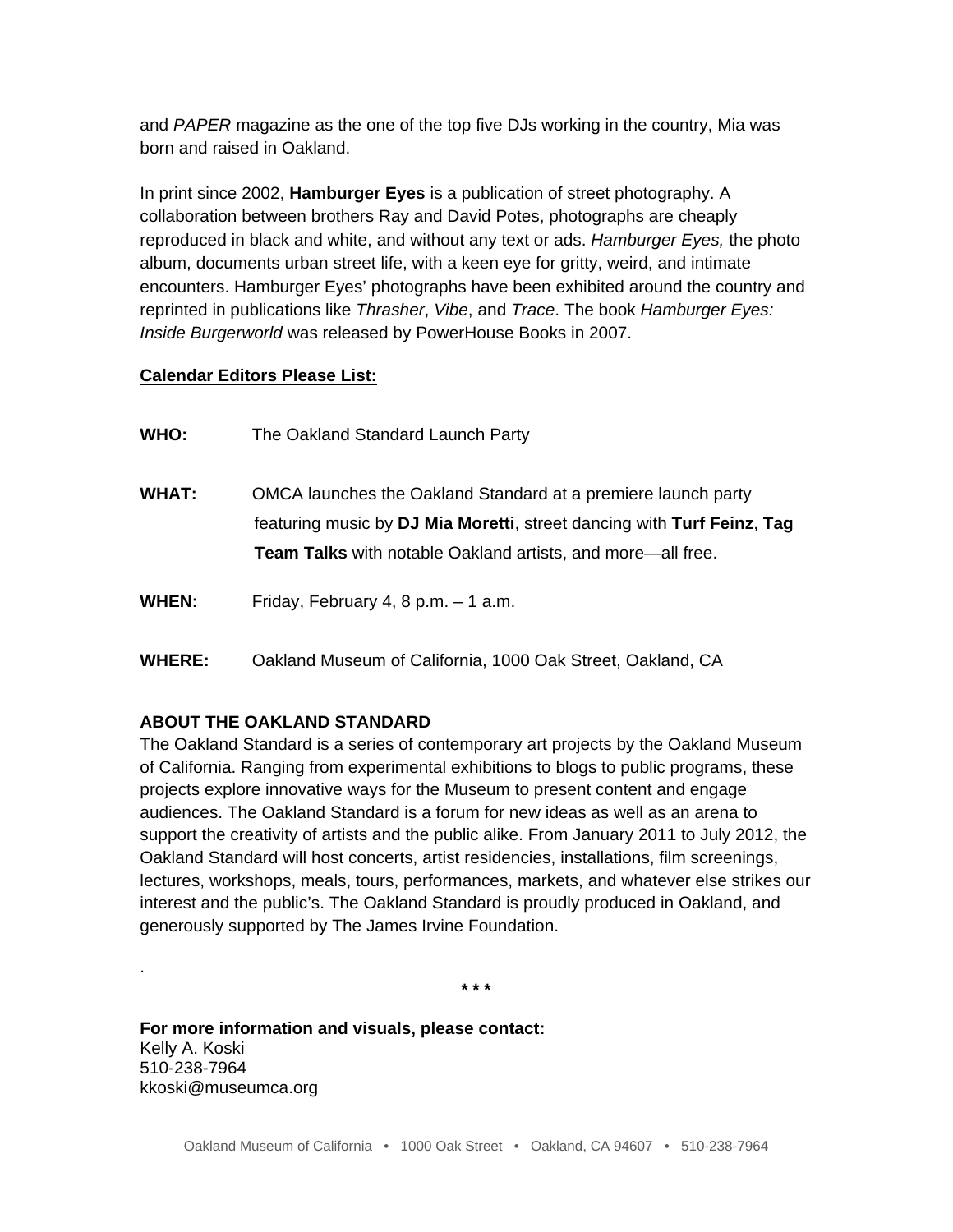and *PAPER* magazine as the one of the top five DJs working in the country, Mia was born and raised in Oakland.

In print since 2002, **Hamburger Eyes** is a publication of street photography. A collaboration between brothers Ray and David Potes, photographs are cheaply reproduced in black and white, and without any text or ads. *Hamburger Eyes,* the photo album, documents urban street life, with a keen eye for gritty, weird, and intimate encounters. Hamburger Eyes' photographs have been exhibited around the country and reprinted in publications like *Thrasher*, *Vibe*, and *Trace*. The book *Hamburger Eyes: Inside Burgerworld* was released by PowerHouse Books in 2007.

**<u>Calendar Editors Please List:</u>**

**WHO:** The Oakland Standard Launch Party

**WHAT:** OMCA launches the Oakland Standard at a premiere launch party featuring music by **DJ Mia Moretti**, street dancing with **Turf Feinz**, **Tag Team Talks** with notable Oakland artists, and more—all free.

**WHEN:** Friday, February 4, 8 p.m. – 1 a.m.

**WHERE:** Oakland Museum of California, 1000 Oak Street, Oakland, CA

**ABOUT THE OAKLAND STANDARD**

The Oakland Standard is a series of contemporary art projects by the Oakland Museum of California. Ranging from experimental exhibitions to blogs to public programs, these projects explore innovative ways for the Museum to present content and engage audiences. The Oakland Standard is a forum for new ideas as well as an arena to support the creativity of artists and the public alike. From January 2011 to July 2012, the Oakland Standard will host concerts, artist residencies, installations, film screenings, lectures, workshops, meals, tours, performances, markets, and whatever else strikes our interest and the public's. The Oakland Standard is proudly produced in Oakland, and generously supported by The James Irvine Foundation.

.

**\* \* \***

**For more information and visuals, please contact:**
Kelly A. Koski
510-238-7964
kkoski@museumca.org